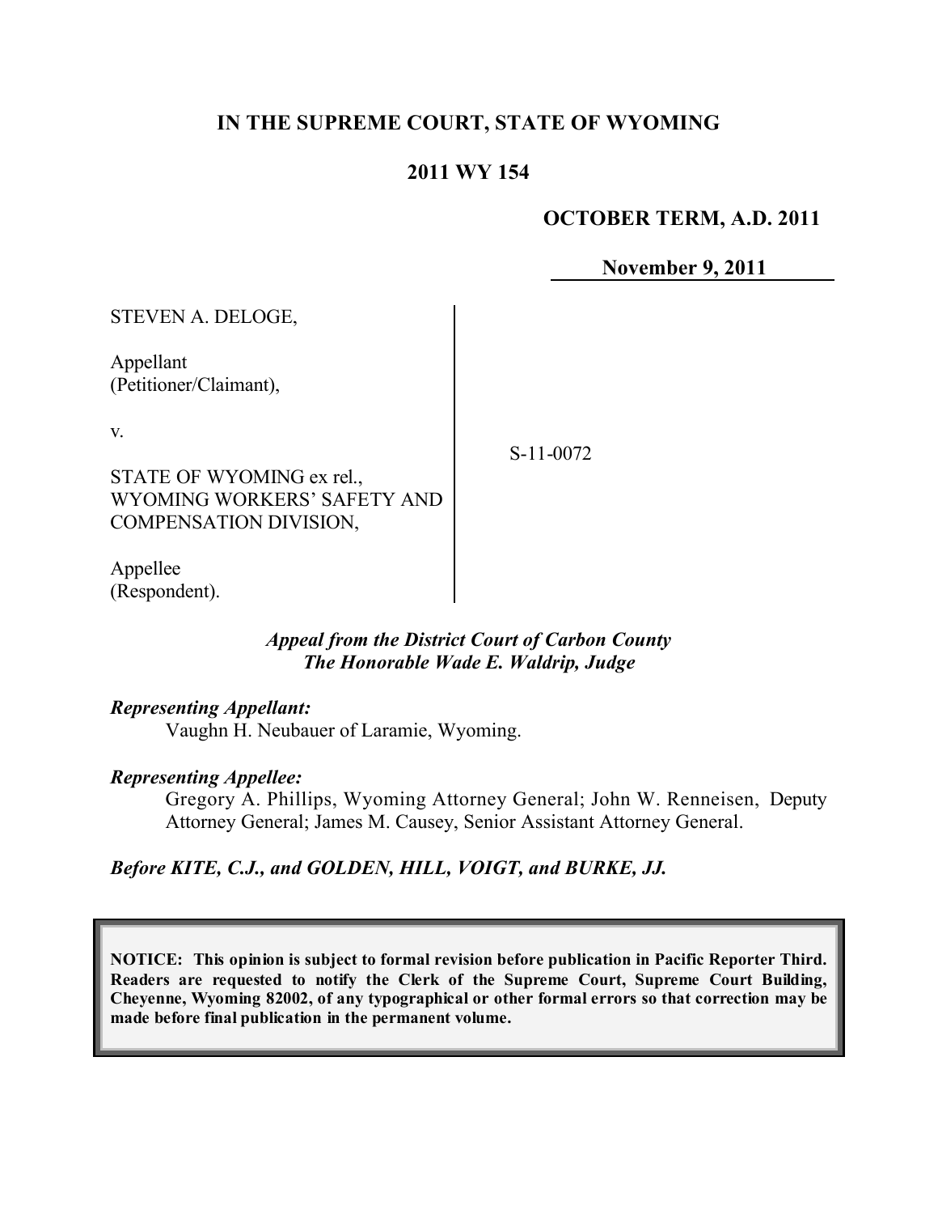# IN THE SUPREME COURT, STATE OF WYOMING

## 2011 WY 154

**OCTOBER TERM, A.D. 2011**

**November 9, 2011**

| | |
|---|---|
| STEVEN A. DELOGE,<br><br>Appellant<br>(Petitioner/Claimant),<br><br>v.<br><br>STATE OF WYOMING ex rel.,<br>WYOMING WORKERS' SAFETY AND<br>COMPENSATION DIVISION,<br><br>Appellee<br>(Respondent). | S-11-0072 |

*Appeal from the District Court of Carbon County*
*The Honorable Wade E. Waldrip, Judge*

***Representing Appellant:***
Vaughn H. Neubauer of Laramie, Wyoming.

***Representing Appellee:***
Gregory A. Phillips, Wyoming Attorney General; John W. Renneisen, Deputy Attorney General; James M. Causey, Senior Assistant Attorney General.

***Before KITE, C.J., and GOLDEN, HILL, VOIGT, and BURKE, JJ.***

**NOTICE: This opinion is subject to formal revision before publication in Pacific Reporter Third. Readers are requested to notify the Clerk of the Supreme Court, Supreme Court Building, Cheyenne, Wyoming 82002, of any typographical or other formal errors so that correction may be made before final publication in the permanent volume.**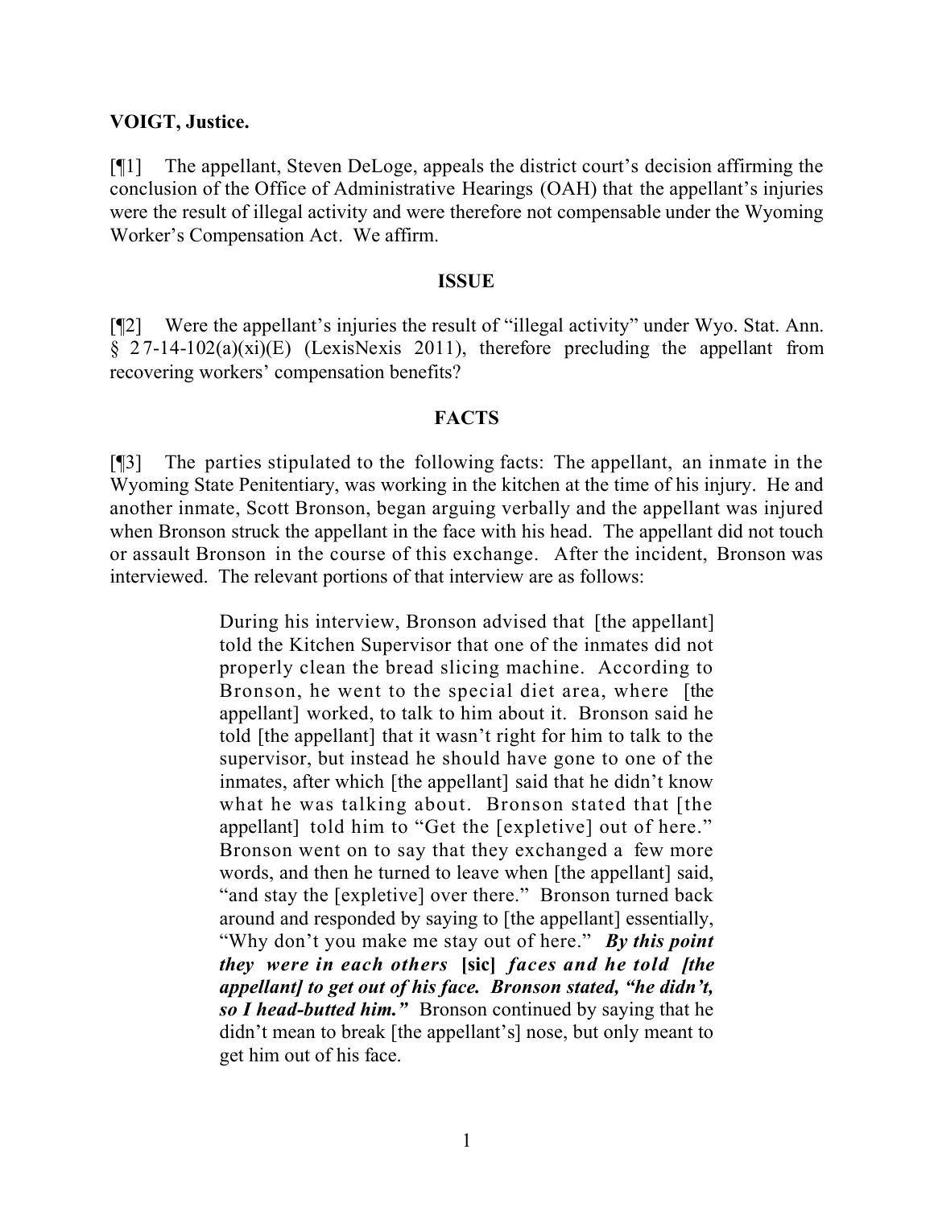**VOIGT, Justice.**

[¶1] The appellant, Steven DeLoge, appeals the district court's decision affirming the conclusion of the Office of Administrative Hearings (OAH) that the appellant's injuries were the result of illegal activity and were therefore not compensable under the Wyoming Worker's Compensation Act. We affirm.

**ISSUE**

[¶2] Were the appellant's injuries the result of "illegal activity" under Wyo. Stat. Ann. § 27-14-102(a)(xi)(E) (LexisNexis 2011), therefore precluding the appellant from recovering workers' compensation benefits?

**FACTS**

[¶3] The parties stipulated to the following facts: The appellant, an inmate in the Wyoming State Penitentiary, was working in the kitchen at the time of his injury. He and another inmate, Scott Bronson, began arguing verbally and the appellant was injured when Bronson struck the appellant in the face with his head. The appellant did not touch or assault Bronson in the course of this exchange. After the incident, Bronson was interviewed. The relevant portions of that interview are as follows:

> During his interview, Bronson advised that [the appellant] told the Kitchen Supervisor that one of the inmates did not properly clean the bread slicing machine. According to Bronson, he went to the special diet area, where [the appellant] worked, to talk to him about it. Bronson said he told [the appellant] that it wasn't right for him to talk to the supervisor, but instead he should have gone to one of the inmates, after which [the appellant] said that he didn't know what he was talking about. Bronson stated that [the appellant] told him to "Get the [expletive] out of here." Bronson went on to say that they exchanged a few more words, and then he turned to leave when [the appellant] said, "and stay the [expletive] over there." Bronson turned back around and responded by saying to [the appellant] essentially, "Why don't you make me stay out of here." ***By this point they were in each others* [sic] *faces and he told [the appellant] to get out of his face. Bronson stated, "he didn't, so I head-butted him."*** Bronson continued by saying that he didn't mean to break [the appellant's] nose, but only meant to get him out of his face.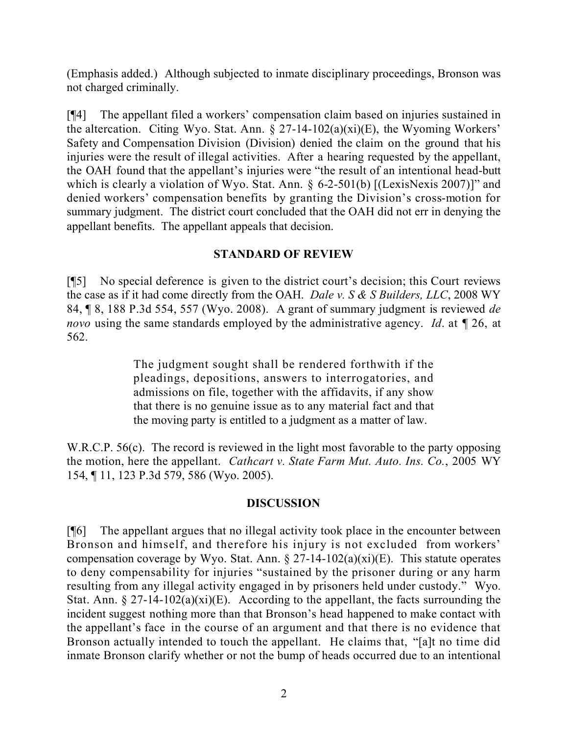(Emphasis added.) Although subjected to inmate disciplinary proceedings, Bronson was not charged criminally.

[¶4] The appellant filed a workers' compensation claim based on injuries sustained in the altercation. Citing Wyo. Stat. Ann. § 27-14-102(a)(xi)(E), the Wyoming Workers' Safety and Compensation Division (Division) denied the claim on the ground that his injuries were the result of illegal activities. After a hearing requested by the appellant, the OAH found that the appellant's injuries were "the result of an intentional head-butt which is clearly a violation of Wyo. Stat. Ann. § 6-2-501(b) [(LexisNexis 2007)]" and denied workers' compensation benefits by granting the Division's cross-motion for summary judgment. The district court concluded that the OAH did not err in denying the appellant benefits. The appellant appeals that decision.

## STANDARD OF REVIEW

[¶5] No special deference is given to the district court's decision; this Court reviews the case as if it had come directly from the OAH. *Dale v. S & S Builders, LLC*, 2008 WY 84, ¶ 8, 188 P.3d 554, 557 (Wyo. 2008). A grant of summary judgment is reviewed *de novo* using the same standards employed by the administrative agency. *Id*. at ¶ 26, at 562.

> The judgment sought shall be rendered forthwith if the pleadings, depositions, answers to interrogatories, and admissions on file, together with the affidavits, if any show that there is no genuine issue as to any material fact and that the moving party is entitled to a judgment as a matter of law.

W.R.C.P. 56(c). The record is reviewed in the light most favorable to the party opposing the motion, here the appellant. *Cathcart v. State Farm Mut. Auto. Ins. Co.*, 2005 WY 154, ¶ 11, 123 P.3d 579, 586 (Wyo. 2005).

## DISCUSSION

[¶6] The appellant argues that no illegal activity took place in the encounter between Bronson and himself, and therefore his injury is not excluded from workers' compensation coverage by Wyo. Stat. Ann. § 27-14-102(a)(xi)(E). This statute operates to deny compensability for injuries "sustained by the prisoner during or any harm resulting from any illegal activity engaged in by prisoners held under custody." Wyo. Stat. Ann. § 27-14-102(a)(xi)(E). According to the appellant, the facts surrounding the incident suggest nothing more than that Bronson's head happened to make contact with the appellant's face in the course of an argument and that there is no evidence that Bronson actually intended to touch the appellant. He claims that, "[a]t no time did inmate Bronson clarify whether or not the bump of heads occurred due to an intentional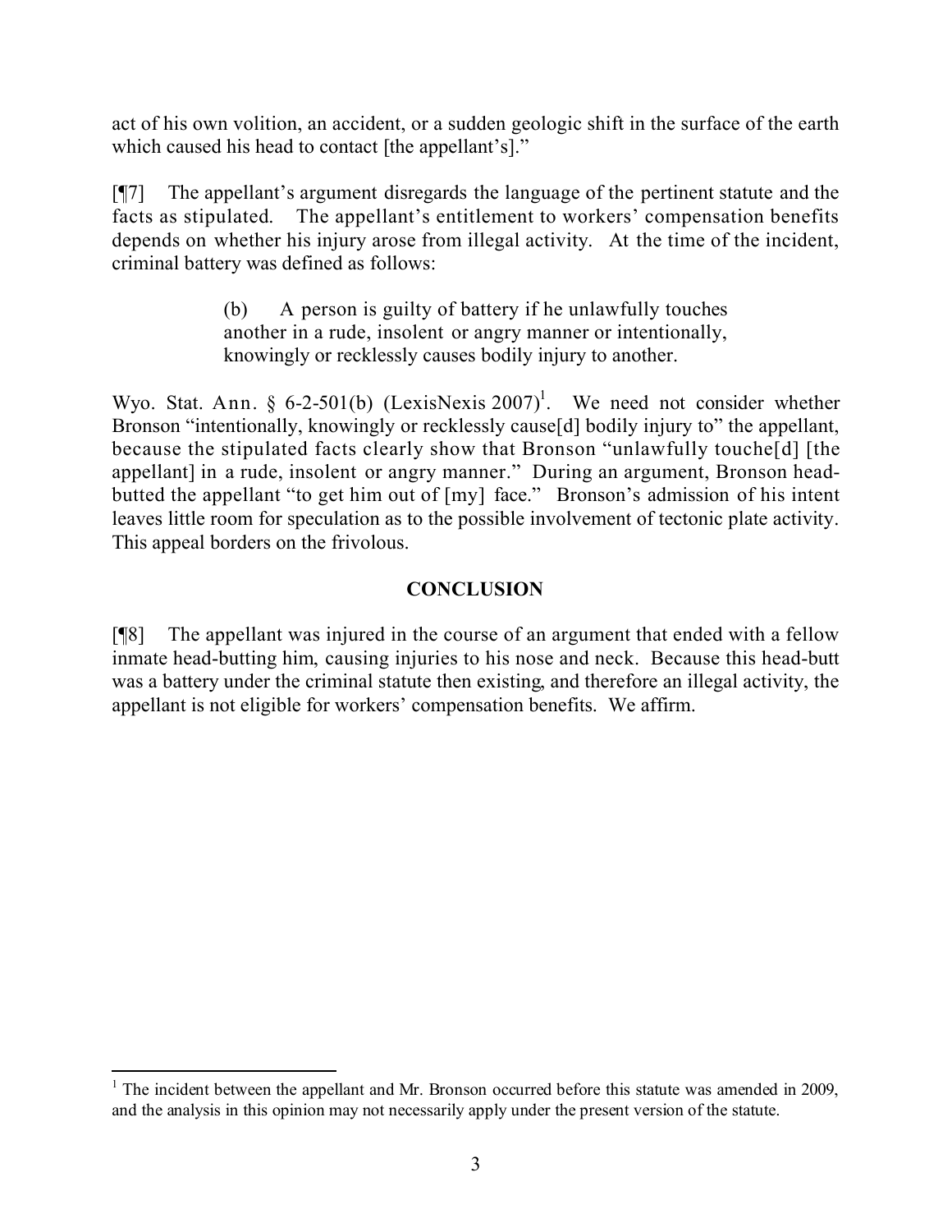act of his own volition, an accident, or a sudden geologic shift in the surface of the earth which caused his head to contact [the appellant's]."

[¶7] The appellant's argument disregards the language of the pertinent statute and the facts as stipulated. The appellant's entitlement to workers' compensation benefits depends on whether his injury arose from illegal activity. At the time of the incident, criminal battery was defined as follows:

> (b) A person is guilty of battery if he unlawfully touches another in a rude, insolent or angry manner or intentionally, knowingly or recklessly causes bodily injury to another.

Wyo. Stat. Ann. § 6-2-501(b) (LexisNexis 2007)[1]. We need not consider whether Bronson "intentionally, knowingly or recklessly cause[d] bodily injury to" the appellant, because the stipulated facts clearly show that Bronson "unlawfully touche[d] [the appellant] in a rude, insolent or angry manner." During an argument, Bronson head-butted the appellant "to get him out of [my] face." Bronson's admission of his intent leaves little room for speculation as to the possible involvement of tectonic plate activity. This appeal borders on the frivolous.

## CONCLUSION

[¶8] The appellant was injured in the course of an argument that ended with a fellow inmate head-butting him, causing injuries to his nose and neck. Because this head-butt was a battery under the criminal statute then existing, and therefore an illegal activity, the appellant is not eligible for workers' compensation benefits. We affirm.

---

[1] The incident between the appellant and Mr. Bronson occurred before this statute was amended in 2009, and the analysis in this opinion may not necessarily apply under the present version of the statute.